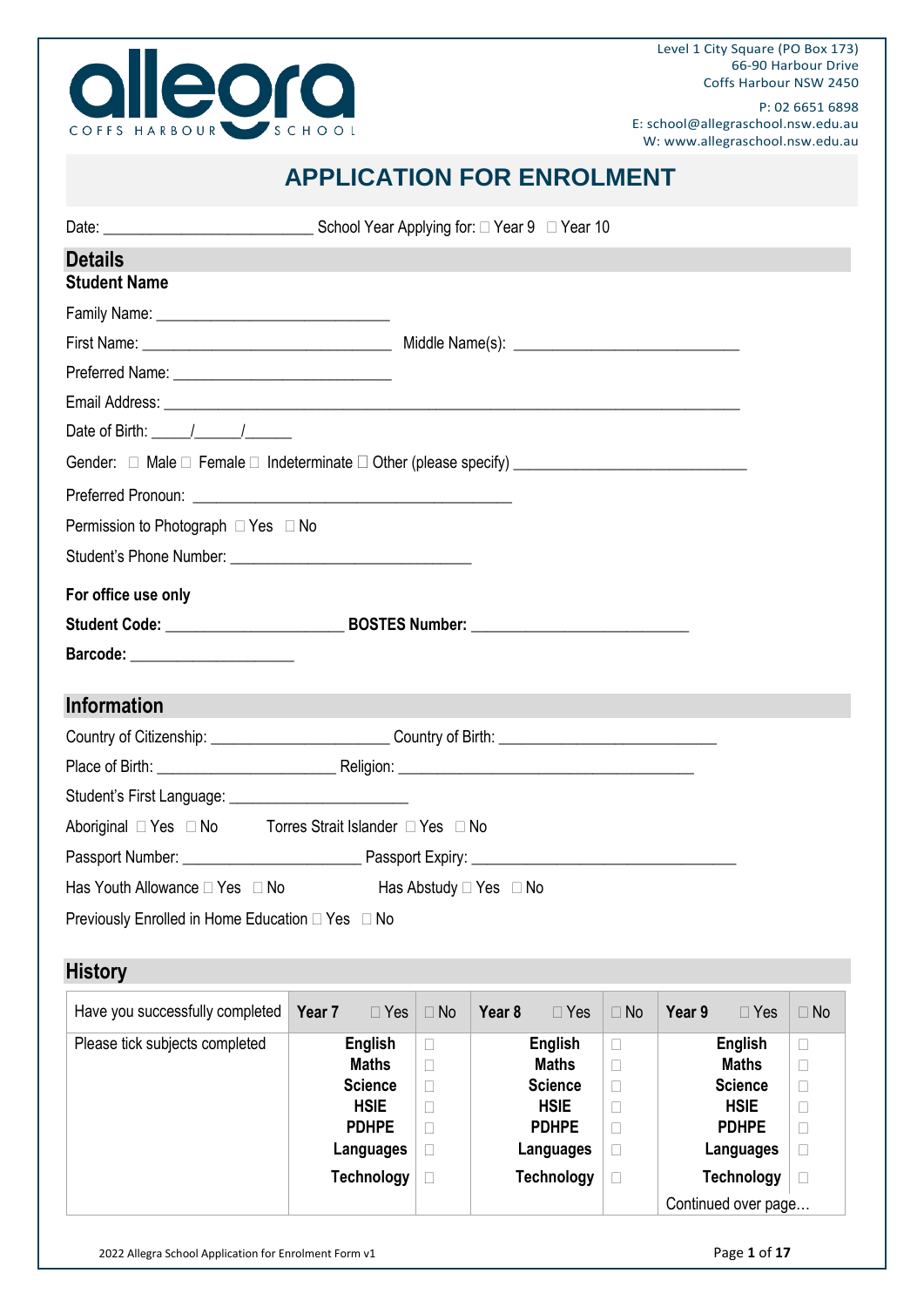allegra
COFFS HARBOUR SCHOOL

Level 1 City Square (PO Box 173)
66-90 Harbour Drive
Coffs Harbour NSW 2450

P: 02 6651 6898
E: school@allegraschool.nsw.edu.au
W: www.allegraschool.nsw.edu.au

# APPLICATION FOR ENROLMENT

Date: __________________________ School Year Applying for: ☐ Year 9 ☐ Year 10

## Details

### Student Name

Family Name: ____________________________

First Name: ______________________________ Middle Name(s): ___________________________

Preferred Name: ___________________________

Email Address: _______________________________________________________________________

Date of Birth: _____/______/______

Gender: ☐ Male ☐ Female ☐ Indeterminate ☐ Other (please specify) ____________________________

Preferred Pronoun: _______________________________________

Permission to Photograph ☐ Yes ☐ No

Student's Phone Number: ______________________________

**For office use only**

**Student Code:** ______________________ **BOSTES Number:** ___________________________

**Barcode:** _____________________

## Information

Country of Citizenship: ______________________ Country of Birth: ___________________________

Place of Birth: ______________________ Religion: _____________________________________

Student's First Language: ______________________

Aboriginal ☐ Yes ☐ No Torres Strait Islander ☐ Yes ☐ No

Passport Number: ______________________ Passport Expiry: ________________________________

Has Youth Allowance ☐ Yes ☐ No Has Abstudy ☐ Yes ☐ No

Previously Enrolled in Home Education ☐ Yes ☐ No

## History

| Have you successfully completed | **Year 7** ☐ Yes | ☐ No | **Year 8** ☐ Yes | ☐ No | **Year 9** ☐ Yes | ☐ No |
|---|---|---|---|---|---|---|
| Please tick subjects completed | **English** | ☐ | **English** | ☐ | **English** | ☐ |
| | **Maths** | ☐ | **Maths** | ☐ | **Maths** | ☐ |
| | **Science** | ☐ | **Science** | ☐ | **Science** | ☐ |
| | **HSIE** | ☐ | **HSIE** | ☐ | **HSIE** | ☐ |
| | **PDHPE** | ☐ | **PDHPE** | ☐ | **PDHPE** | ☐ |
| | **Languages** | ☐ | **Languages** | ☐ | **Languages** | ☐ |
| | **Technology** | ☐ | **Technology** | ☐ | **Technology** | ☐ |
| | | | | | Continued over page… | |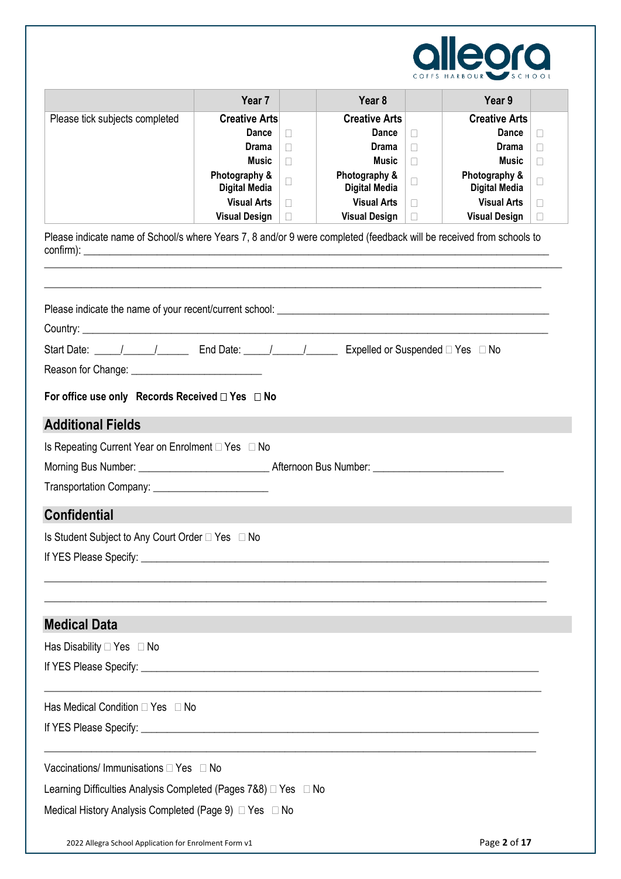| | Year 7 | | Year 8 | | Year 9 | |
|---|---|---|---|---|---|---|
| Please tick subjects completed | **Creative Arts** | | **Creative Arts** | | **Creative Arts** | |
| | **Dance** | ☐ | **Dance** | ☐ | **Dance** | ☐ |
| | **Drama** | ☐ | **Drama** | ☐ | **Drama** | ☐ |
| | **Music** | ☐ | **Music** | ☐ | **Music** | ☐ |
| | **Photography & Digital Media** | ☐ | **Photography & Digital Media** | ☐ | **Photography & Digital Media** | ☐ |
| | **Visual Arts** | ☐ | **Visual Arts** | ☐ | **Visual Arts** | ☐ |
| | **Visual Design** | ☐ | **Visual Design** | ☐ | **Visual Design** | ☐ |

Please indicate name of School/s where Years 7, 8 and/or 9 were completed (feedback will be received from schools to confirm): ______________________________________________________________________________

______________________________________________________________________________

______________________________________________________________________________

Please indicate the name of your recent/current school: ______________________________________________

Country: ______________________________________________________________________________

Start Date: _____/_____/______ End Date: _____/_____/______ Expelled or Suspended ☐ Yes ☐ No

Reason for Change: ________________________

**For office use only Records Received ☐ Yes ☐ No**

## Additional Fields

Is Repeating Current Year on Enrolment ☐ Yes ☐ No

Morning Bus Number: ________________________ Afternoon Bus Number: ________________________

Transportation Company: ______________________

## Confidential

Is Student Subject to Any Court Order ☐ Yes ☐ No

If YES Please Specify: ______________________________________________________________________________

______________________________________________________________________________

______________________________________________________________________________

## Medical Data

Has Disability ☐ Yes ☐ No

If YES Please Specify: ______________________________________________________________________________

______________________________________________________________________________

Has Medical Condition ☐ Yes ☐ No

If YES Please Specify: ______________________________________________________________________________

______________________________________________________________________________

Vaccinations/ Immunisations ☐ Yes ☐ No

Learning Difficulties Analysis Completed (Pages 7&8) ☐ Yes ☐ No

Medical History Analysis Completed (Page 9) ☐ Yes ☐ No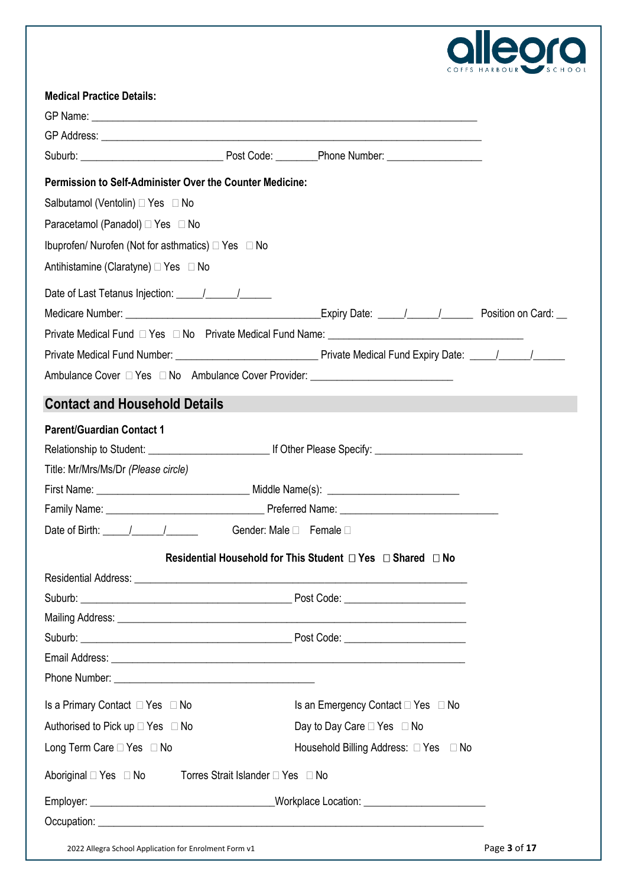**Medical Practice Details:**

GP Name: ___________________________________________________________________________

GP Address: _________________________________________________________________________

Suburb: __________________________ Post Code: ________Phone Number: _________________

**Permission to Self-Administer Over the Counter Medicine:**

Salbutamol (Ventolin) ☐ Yes ☐ No

Paracetamol (Panadol) ☐ Yes ☐ No

Ibuprofen/ Nurofen (Not for asthmatics) ☐ Yes ☐ No

Antihistamine (Claratyne) ☐ Yes ☐ No

Date of Last Tetanus Injection: _____/______/______

Medicare Number: ___________________________________Expiry Date: _____/______/______ Position on Card: __

Private Medical Fund ☐ Yes ☐ No Private Medical Fund Name: ____________________________________

Private Medical Fund Number: _________________________ Private Medical Fund Expiry Date: _____/______/______

Ambulance Cover ☐ Yes ☐ No Ambulance Cover Provider: _________________________

## Contact and Household Details

**Parent/Guardian Contact 1**

Relationship to Student: _____________________ If Other Please Specify: ___________________________

Title: Mr/Mrs/Ms/Dr *(Please circle)*

First Name: ___________________________ Middle Name(s): ________________________

Family Name: ____________________________ Preferred Name: ____________________________

Date of Birth: _____/______/______ Gender: Male ☐ Female ☐

**Residential Household for This Student ☐ Yes ☐ Shared ☐ No**

Residential Address: ____________________________________________________________

Suburb: ______________________________________ Post Code: ______________________

Mailing Address: _______________________________________________________________

Suburb: ______________________________________ Post Code: ______________________

Email Address: _________________________________________________________________

Phone Number: ____________________________________

Is a Primary Contact ☐ Yes ☐ No

Is an Emergency Contact ☐ Yes ☐ No

Authorised to Pick up ☐ Yes ☐ No

Day to Day Care ☐ Yes ☐ No

Long Term Care ☐ Yes ☐ No

Household Billing Address: ☐ Yes ☐ No

Aboriginal ☐ Yes ☐ No Torres Strait Islander ☐ Yes ☐ No

Employer: __________________________________Workplace Location: ______________________

Occupation: ____________________________________________________________________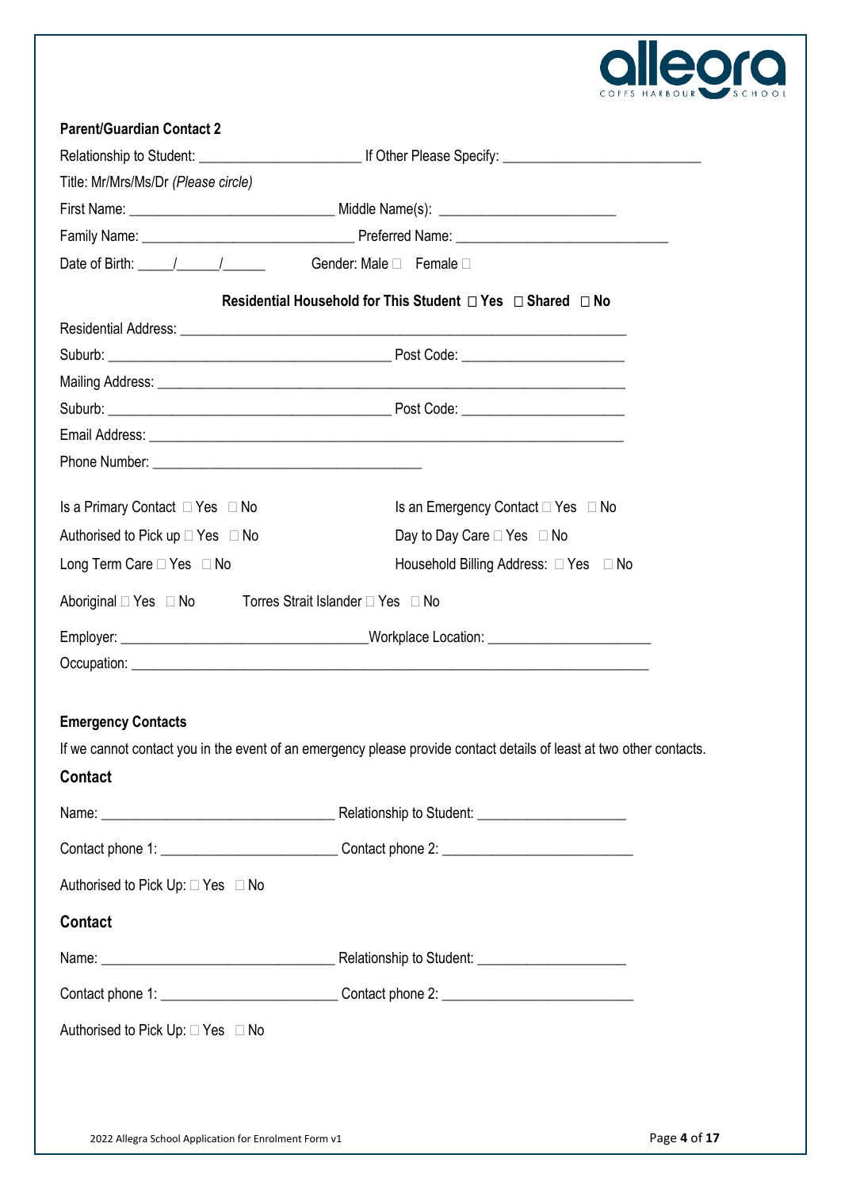**Parent/Guardian Contact 2**

Relationship to Student: ______________________ If Other Please Specify: ____________________________

Title: Mr/Mrs/Ms/Dr *(Please circle)*

First Name: ____________________________ Middle Name(s): ________________________

Family Name: _____________________________ Preferred Name: _____________________________

Date of Birth: _____/______/______ Gender: Male ☐ Female ☐

**Residential Household for This Student ☐ Yes ☐ Shared ☐ No**

Residential Address: ______________________________________________________________

Suburb: _______________________________________ Post Code: ______________________

Mailing Address: __________________________________________________________________

Suburb: _______________________________________ Post Code: ______________________

Email Address: ___________________________________________________________________

Phone Number: _____________________________________

Is a Primary Contact ☐ Yes ☐ No

Is an Emergency Contact ☐ Yes ☐ No

Authorised to Pick up ☐ Yes ☐ No

Day to Day Care ☐ Yes ☐ No

Long Term Care ☐ Yes ☐ No

Household Billing Address: ☐ Yes ☐ No

Aboriginal ☐ Yes ☐ No Torres Strait Islander ☐ Yes ☐ No

Employer: ___________________________________Workplace Location: ______________________

Occupation: _______________________________________________________________________

**Emergency Contacts**

If we cannot contact you in the event of an emergency please provide contact details of least at two other contacts.

**Contact**

Name: ________________________________ Relationship to Student: ____________________

Contact phone 1: ________________________ Contact phone 2: _________________________

Authorised to Pick Up: ☐ Yes ☐ No

**Contact**

Name: ________________________________ Relationship to Student: ____________________

Contact phone 1: ________________________ Contact phone 2: _________________________

Authorised to Pick Up: ☐ Yes ☐ No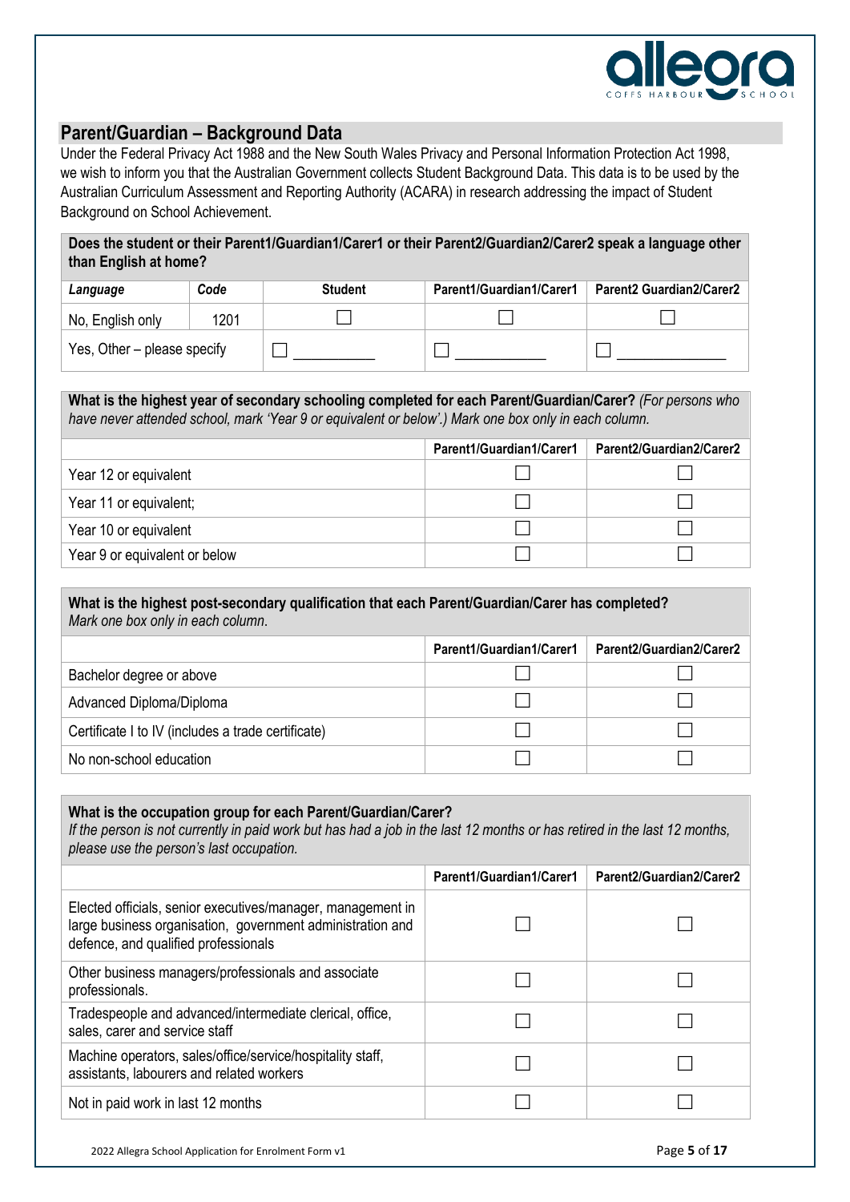## Parent/Guardian – Background Data

Under the Federal Privacy Act 1988 and the New South Wales Privacy and Personal Information Protection Act 1998, we wish to inform you that the Australian Government collects Student Background Data. This data is to be used by the Australian Curriculum Assessment and Reporting Authority (ACARA) in research addressing the impact of Student Background on School Achievement.

**Does the student or their Parent1/Guardian1/Carer1 or their Parent2/Guardian2/Carer2 speak a language other than English at home?**

| *Language* | *Code* | Student | Parent1/Guardian1/Carer1 | Parent2 Guardian2/Carer2 |
|---|---|---|---|---|
| No, English only | 1201 | ☐ | ☐ | ☐ |
| Yes, Other – please specify | | ☐ __________ | ☐ ___________ | ☐ _____________ |

**What is the highest year of secondary schooling completed for each Parent/Guardian/Carer?** *(For persons who have never attended school, mark 'Year 9 or equivalent or below'.) Mark one box only in each column.*

| | Parent1/Guardian1/Carer1 | Parent2/Guardian2/Carer2 |
|---|---|---|
| Year 12 or equivalent | ☐ | ☐ |
| Year 11 or equivalent; | ☐ | ☐ |
| Year 10 or equivalent | ☐ | ☐ |
| Year 9 or equivalent or below | ☐ | ☐ |

**What is the highest post-secondary qualification that each Parent/Guardian/Carer has completed?**
*Mark one box only in each column.*

| | Parent1/Guardian1/Carer1 | Parent2/Guardian2/Carer2 |
|---|---|---|
| Bachelor degree or above | ☐ | ☐ |
| Advanced Diploma/Diploma | ☐ | ☐ |
| Certificate I to IV (includes a trade certificate) | ☐ | ☐ |
| No non-school education | ☐ | ☐ |

**What is the occupation group for each Parent/Guardian/Carer?**
*If the person is not currently in paid work but has had a job in the last 12 months or has retired in the last 12 months, please use the person's last occupation.*

| | Parent1/Guardian1/Carer1 | Parent2/Guardian2/Carer2 |
|---|---|---|
| Elected officials, senior executives/manager, management in large business organisation, government administration and defence, and qualified professionals | ☐ | ☐ |
| Other business managers/professionals and associate professionals. | ☐ | ☐ |
| Tradespeople and advanced/intermediate clerical, office, sales, carer and service staff | ☐ | ☐ |
| Machine operators, sales/office/service/hospitality staff, assistants, labourers and related workers | ☐ | ☐ |
| Not in paid work in last 12 months | ☐ | ☐ |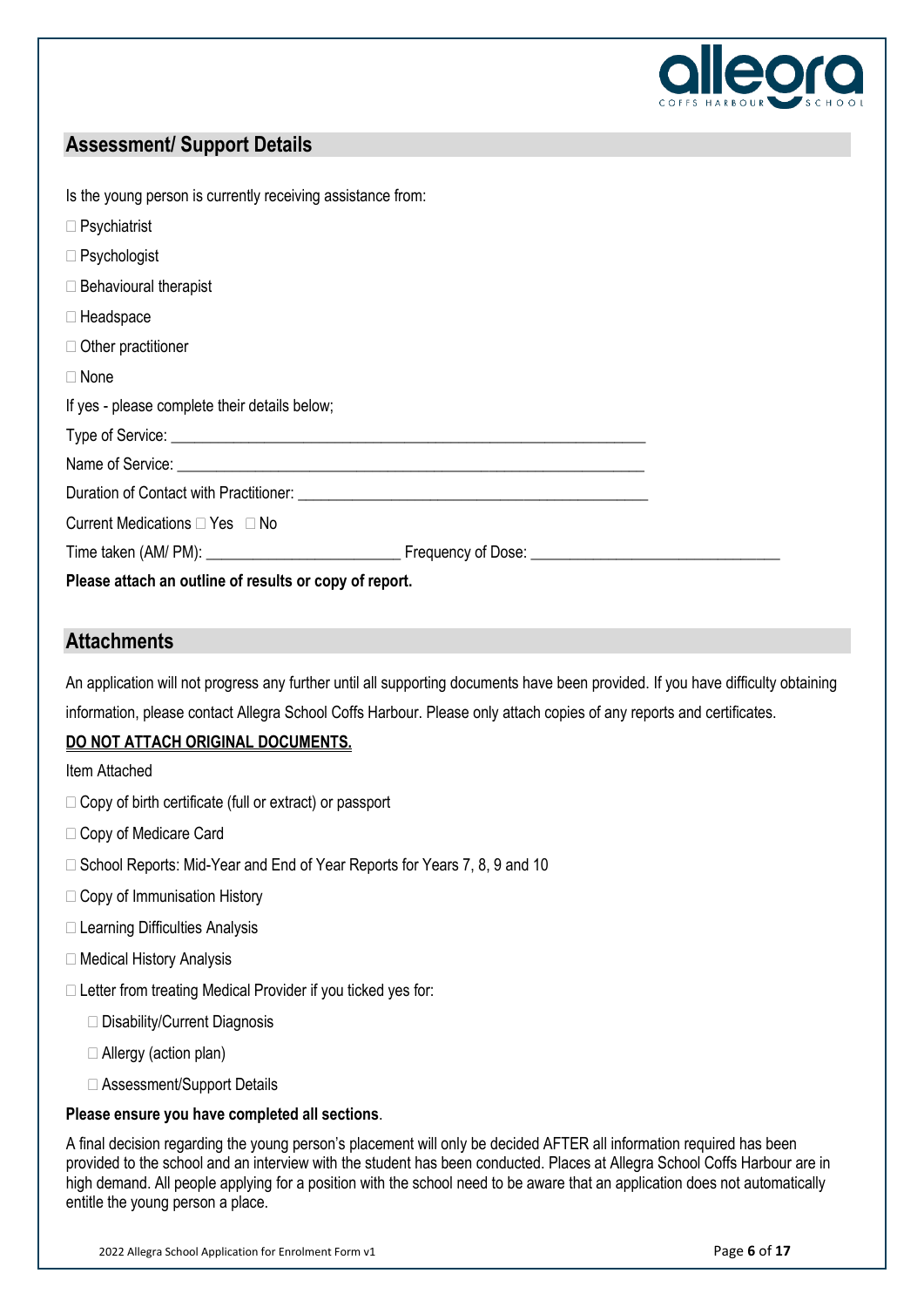## Assessment/ Support Details

Is the young person is currently receiving assistance from:

- ☐ Psychiatrist
- ☐ Psychologist
- ☐ Behavioural therapist
- ☐ Headspace
- ☐ Other practitioner
- ☐ None

If yes - please complete their details below;

Type of Service: ____________________________________________________________

Name of Service: ____________________________________________________________

Duration of Contact with Practitioner: ____________________________________________

Current Medications ☐ Yes ☐ No

Time taken (AM/ PM): ________________________ Frequency of Dose: _______________________________

**Please attach an outline of results or copy of report.**

## Attachments

An application will not progress any further until all supporting documents have been provided. If you have difficulty obtaining information, please contact Allegra School Coffs Harbour. Please only attach copies of any reports and certificates.

**DO NOT ATTACH ORIGINAL DOCUMENTS.**

Item Attached

- ☐ Copy of birth certificate (full or extract) or passport
- ☐ Copy of Medicare Card
- ☐ School Reports: Mid-Year and End of Year Reports for Years 7, 8, 9 and 10
- ☐ Copy of Immunisation History
- ☐ Learning Difficulties Analysis
- ☐ Medical History Analysis
- ☐ Letter from treating Medical Provider if you ticked yes for:
  - ☐ Disability/Current Diagnosis
  - ☐ Allergy (action plan)
  - ☐ Assessment/Support Details

**Please ensure you have completed all sections**.

A final decision regarding the young person's placement will only be decided AFTER all information required has been provided to the school and an interview with the student has been conducted. Places at Allegra School Coffs Harbour are in high demand. All people applying for a position with the school need to be aware that an application does not automatically entitle the young person a place.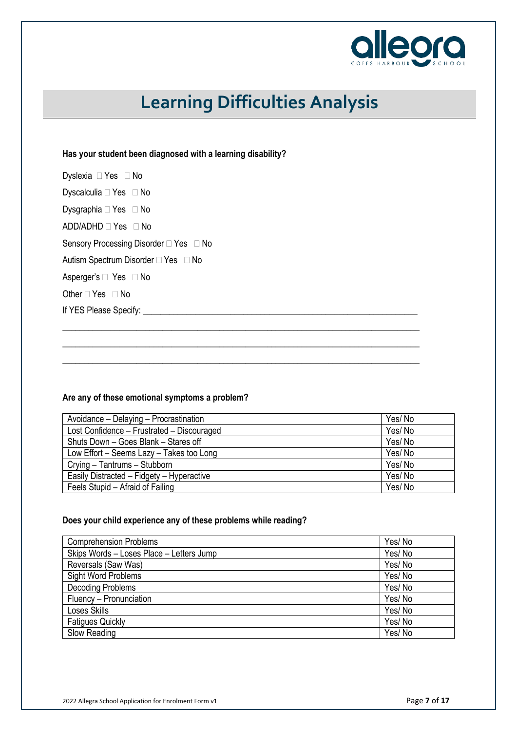# Learning Difficulties Analysis

**Has your student been diagnosed with a learning disability?**

Dyslexia ☐ Yes ☐ No

Dyscalculia ☐ Yes ☐ No

Dysgraphia ☐ Yes ☐ No

ADD/ADHD ☐ Yes ☐ No

Sensory Processing Disorder ☐ Yes ☐ No

Autism Spectrum Disorder ☐ Yes ☐ No

Asperger's ☐ Yes ☐ No

Other ☐ Yes ☐ No

If YES Please Specify: ______________________________________________________________

________________________________________________________________________________

________________________________________________________________________________

________________________________________________________________________________

**Are any of these emotional symptoms a problem?**

| | |
|---|---|
| Avoidance – Delaying – Procrastination | Yes/ No |
| Lost Confidence – Frustrated – Discouraged | Yes/ No |
| Shuts Down – Goes Blank – Stares off | Yes/ No |
| Low Effort – Seems Lazy – Takes too Long | Yes/ No |
| Crying – Tantrums – Stubborn | Yes/ No |
| Easily Distracted – Fidgety – Hyperactive | Yes/ No |
| Feels Stupid – Afraid of Failing | Yes/ No |

**Does your child experience any of these problems while reading?**

| | |
|---|---|
| Comprehension Problems | Yes/ No |
| Skips Words – Loses Place – Letters Jump | Yes/ No |
| Reversals (Saw Was) | Yes/ No |
| Sight Word Problems | Yes/ No |
| Decoding Problems | Yes/ No |
| Fluency – Pronunciation | Yes/ No |
| Loses Skills | Yes/ No |
| Fatigues Quickly | Yes/ No |
| Slow Reading | Yes/ No |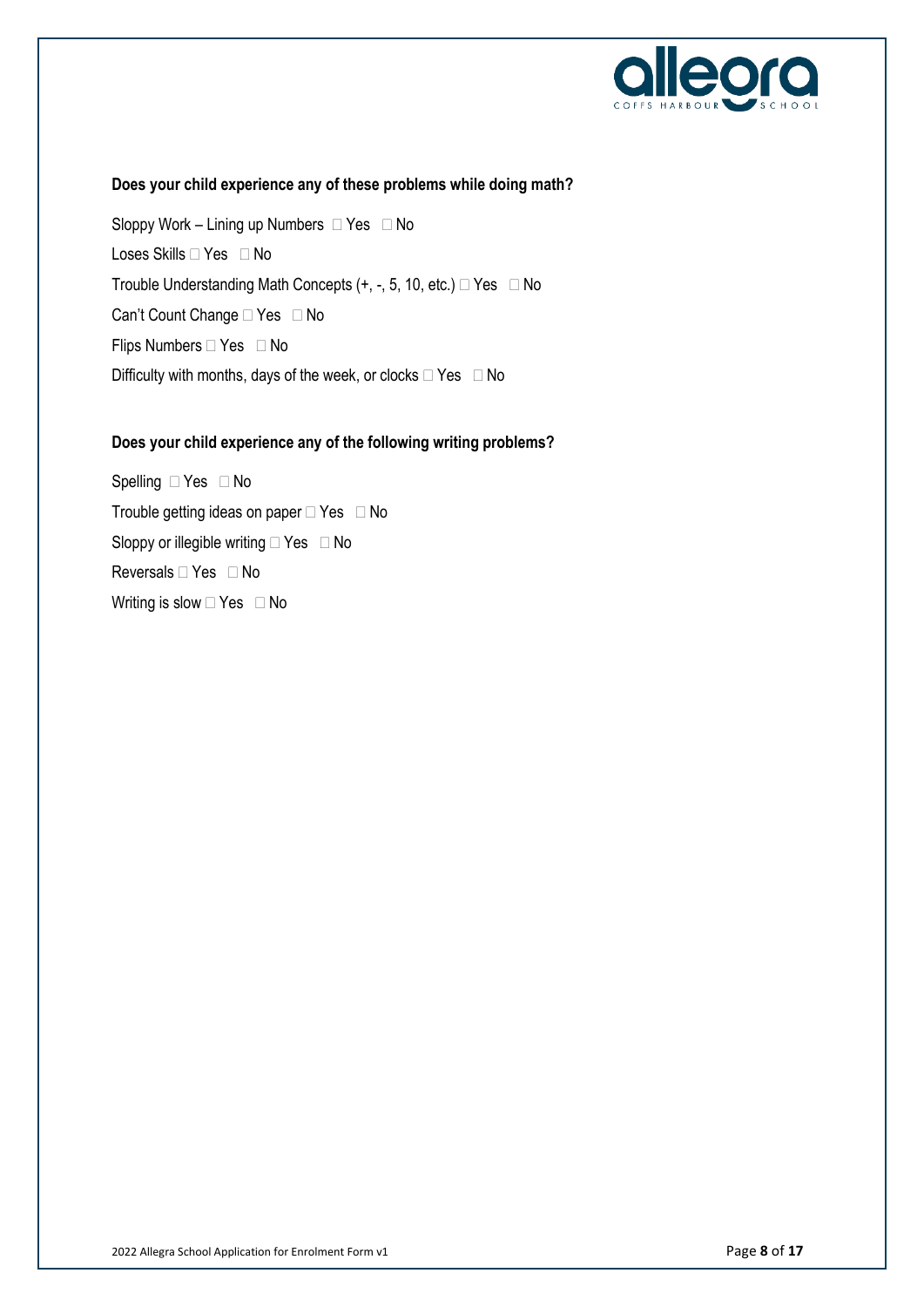**Does your child experience any of these problems while doing math?**

Sloppy Work – Lining up Numbers ☐ Yes ☐ No

Loses Skills ☐ Yes ☐ No

Trouble Understanding Math Concepts (+, -, 5, 10, etc.) ☐ Yes ☐ No

Can't Count Change ☐ Yes ☐ No

Flips Numbers ☐ Yes ☐ No

Difficulty with months, days of the week, or clocks ☐ Yes ☐ No

**Does your child experience any of the following writing problems?**

Spelling ☐ Yes ☐ No

Trouble getting ideas on paper ☐ Yes ☐ No

Sloppy or illegible writing ☐ Yes ☐ No

Reversals ☐ Yes ☐ No

Writing is slow ☐ Yes ☐ No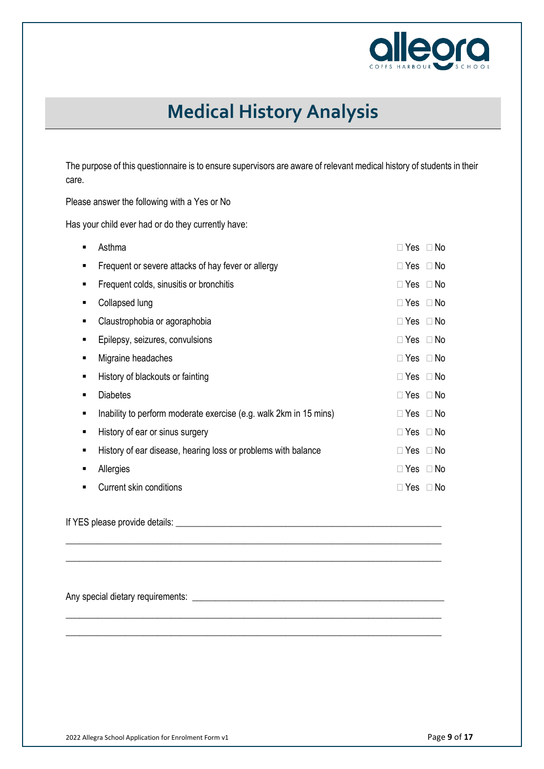# Medical History Analysis

The purpose of this questionnaire is to ensure supervisors are aware of relevant medical history of students in their care.

Please answer the following with a Yes or No

Has your child ever had or do they currently have:

- Asthma ☐ Yes ☐ No
- Frequent or severe attacks of hay fever or allergy ☐ Yes ☐ No
- Frequent colds, sinusitis or bronchitis ☐ Yes ☐ No
- Collapsed lung ☐ Yes ☐ No
- Claustrophobia or agoraphobia ☐ Yes ☐ No
- Epilepsy, seizures, convulsions ☐ Yes ☐ No
- Migraine headaches ☐ Yes ☐ No
- History of blackouts or fainting ☐ Yes ☐ No
- Diabetes ☐ Yes ☐ No
- Inability to perform moderate exercise (e.g. walk 2km in 15 mins) ☐ Yes ☐ No
- History of ear or sinus surgery ☐ Yes ☐ No
- History of ear disease, hearing loss or problems with balance ☐ Yes ☐ No
- Allergies ☐ Yes ☐ No
- Current skin conditions ☐ Yes ☐ No

If YES please provide details: ____________________________________________________________

______________________________________________________________________________

______________________________________________________________________________

Any special dietary requirements: _________________________________________________________

______________________________________________________________________________

______________________________________________________________________________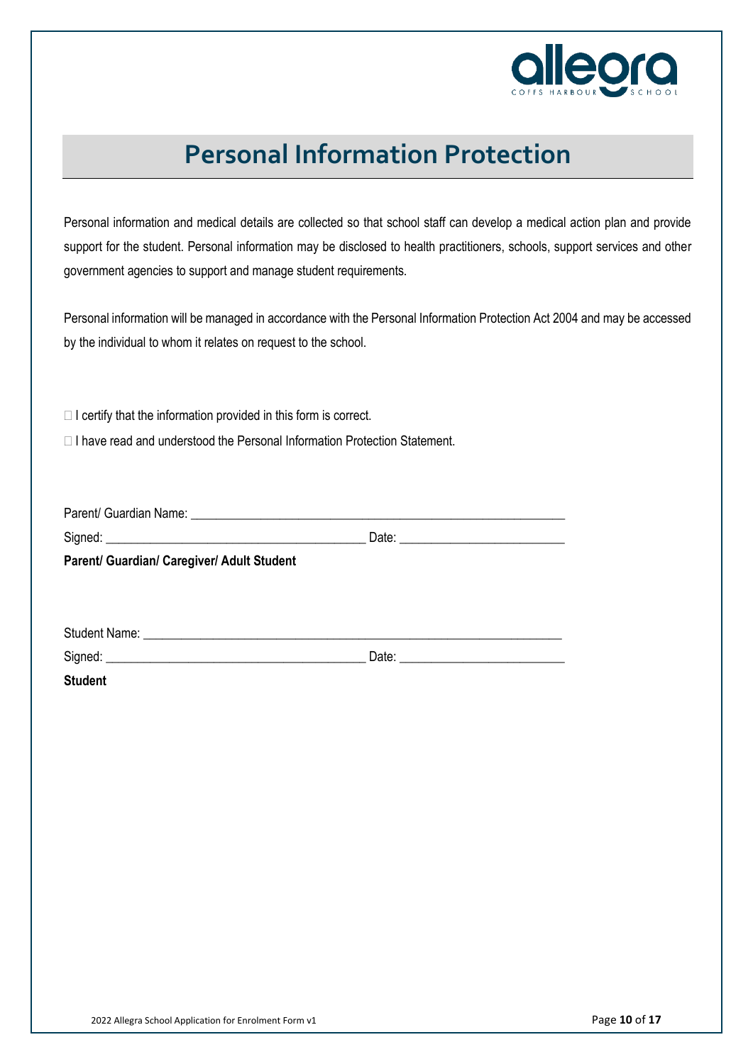# Personal Information Protection

Personal information and medical details are collected so that school staff can develop a medical action plan and provide support for the student. Personal information may be disclosed to health practitioners, schools, support services and other government agencies to support and manage student requirements.

Personal information will be managed in accordance with the Personal Information Protection Act 2004 and may be accessed by the individual to whom it relates on request to the school.

☐ I certify that the information provided in this form is correct.

☐ I have read and understood the Personal Information Protection Statement.

Parent/ Guardian Name: ___________________________________________________________

Signed: ________________________________________ Date: _________________________

**Parent/ Guardian/ Caregiver/ Adult Student**

Student Name: ________________________________________________________________

Signed: ________________________________________ Date: _________________________

**Student**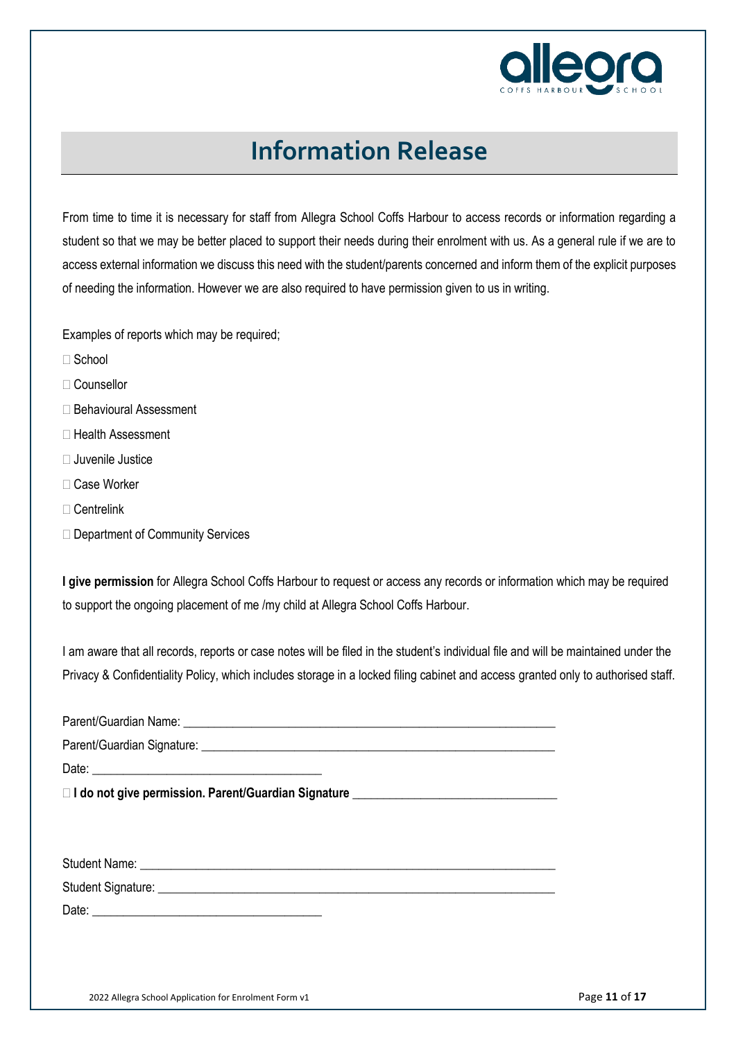# Information Release

From time to time it is necessary for staff from Allegra School Coffs Harbour to access records or information regarding a student so that we may be better placed to support their needs during their enrolment with us. As a general rule if we are to access external information we discuss this need with the student/parents concerned and inform them of the explicit purposes of needing the information. However we are also required to have permission given to us in writing.

Examples of reports which may be required;

- ☐ School
- ☐ Counsellor
- ☐ Behavioural Assessment
- ☐ Health Assessment
- ☐ Juvenile Justice
- ☐ Case Worker
- ☐ Centrelink
- ☐ Department of Community Services

**I give permission** for Allegra School Coffs Harbour to request or access any records or information which may be required to support the ongoing placement of me /my child at Allegra School Coffs Harbour.

I am aware that all records, reports or case notes will be filed in the student's individual file and will be maintained under the Privacy & Confidentiality Policy, which includes storage in a locked filing cabinet and access granted only to authorised staff.

Parent/Guardian Name: ____________________________________________________________

Parent/Guardian Signature: _________________________________________________________

Date: ____________________________________

☐ **I do not give permission. Parent/Guardian Signature** ________________________________

Student Name: __________________________________________________________________

Student Signature: _______________________________________________________________

Date: ____________________________________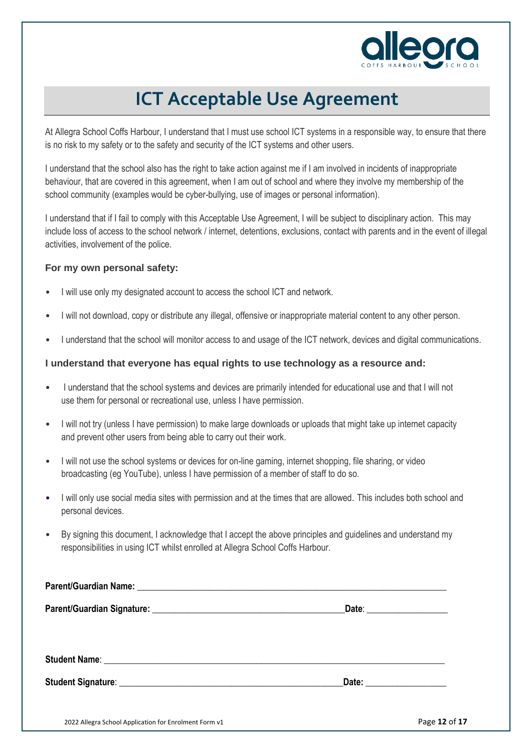# ICT Acceptable Use Agreement

At Allegra School Coffs Harbour, I understand that I must use school ICT systems in a responsible way, to ensure that there is no risk to my safety or to the safety and security of the ICT systems and other users.

I understand that the school also has the right to take action against me if I am involved in incidents of inappropriate behaviour, that are covered in this agreement, when I am out of school and where they involve my membership of the school community (examples would be cyber-bullying, use of images or personal information).

I understand that if I fail to comply with this Acceptable Use Agreement, I will be subject to disciplinary action. This may include loss of access to the school network / internet, detentions, exclusions, contact with parents and in the event of illegal activities, involvement of the police.

### For my own personal safety:

- I will use only my designated account to access the school ICT and network.
- I will not download, copy or distribute any illegal, offensive or inappropriate material content to any other person.
- I understand that the school will monitor access to and usage of the ICT network, devices and digital communications.

### I understand that everyone has equal rights to use technology as a resource and:

- I understand that the school systems and devices are primarily intended for educational use and that I will not use them for personal or recreational use, unless I have permission.
- I will not try (unless I have permission) to make large downloads or uploads that might take up internet capacity and prevent other users from being able to carry out their work.
- I will not use the school systems or devices for on-line gaming, internet shopping, file sharing, or video broadcasting (eg YouTube), unless I have permission of a member of staff to do so.
- I will only use social media sites with permission and at the times that are allowed. This includes both school and personal devices.
- By signing this document, I acknowledge that I accept the above principles and guidelines and understand my responsibilities in using ICT whilst enrolled at Allegra School Coffs Harbour.

**Parent/Guardian Name:** ____________________________________________

**Parent/Guardian Signature:** ______________________________ **Date**: ______________

**Student Name**: ____________________________________________

**Student Signature**: ______________________________ **Date:** ______________

2022 Allegra School Application for Enrolment Form v1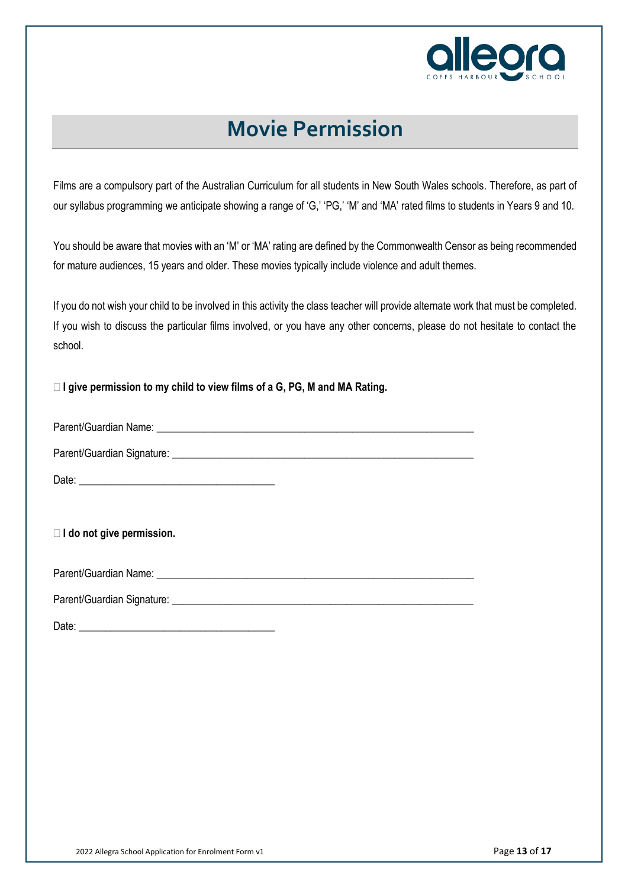# Movie Permission

Films are a compulsory part of the Australian Curriculum for all students in New South Wales schools. Therefore, as part of our syllabus programming we anticipate showing a range of 'G,' 'PG,' 'M' and 'MA' rated films to students in Years 9 and 10.

You should be aware that movies with an 'M' or 'MA' rating are defined by the Commonwealth Censor as being recommended for mature audiences, 15 years and older. These movies typically include violence and adult themes.

If you do not wish your child to be involved in this activity the class teacher will provide alternate work that must be completed. If you wish to discuss the particular films involved, or you have any other concerns, please do not hesitate to contact the school.

☐ **I give permission to my child to view films of a G, PG, M and MA Rating.**

Parent/Guardian Name: ____________________________________________________________

Parent/Guardian Signature: _________________________________________________________

Date: ___________________________________

☐ **I do not give permission.**

Parent/Guardian Name: ____________________________________________________________

Parent/Guardian Signature: _________________________________________________________

Date: ___________________________________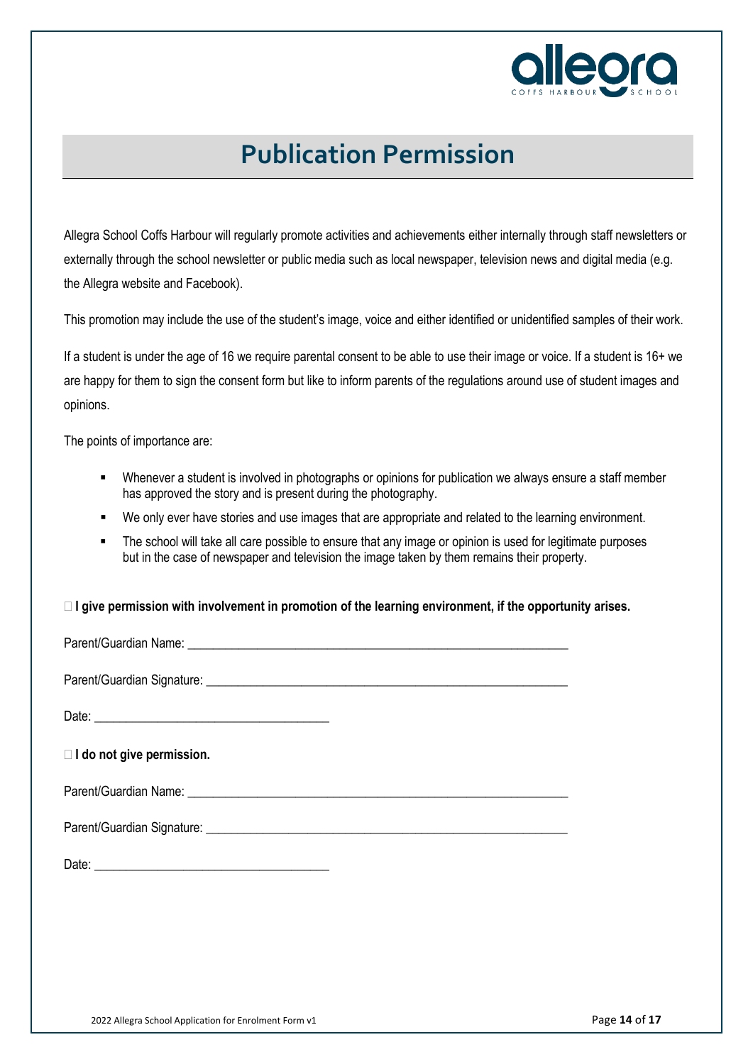# Publication Permission

Allegra School Coffs Harbour will regularly promote activities and achievements either internally through staff newsletters or externally through the school newsletter or public media such as local newspaper, television news and digital media (e.g. the Allegra website and Facebook).

This promotion may include the use of the student's image, voice and either identified or unidentified samples of their work.

If a student is under the age of 16 we require parental consent to be able to use their image or voice. If a student is 16+ we are happy for them to sign the consent form but like to inform parents of the regulations around use of student images and opinions.

The points of importance are:

- Whenever a student is involved in photographs or opinions for publication we always ensure a staff member has approved the story and is present during the photography.
- We only ever have stories and use images that are appropriate and related to the learning environment.
- The school will take all care possible to ensure that any image or opinion is used for legitimate purposes but in the case of newspaper and television the image taken by them remains their property.

☐ **I give permission with involvement in promotion of the learning environment, if the opportunity arises.**

Parent/Guardian Name: ____________________________________________

Parent/Guardian Signature: ____________________________________________

Date: ______________________________

☐ **I do not give permission.**

Parent/Guardian Name: ____________________________________________

Parent/Guardian Signature: ____________________________________________

Date: ______________________________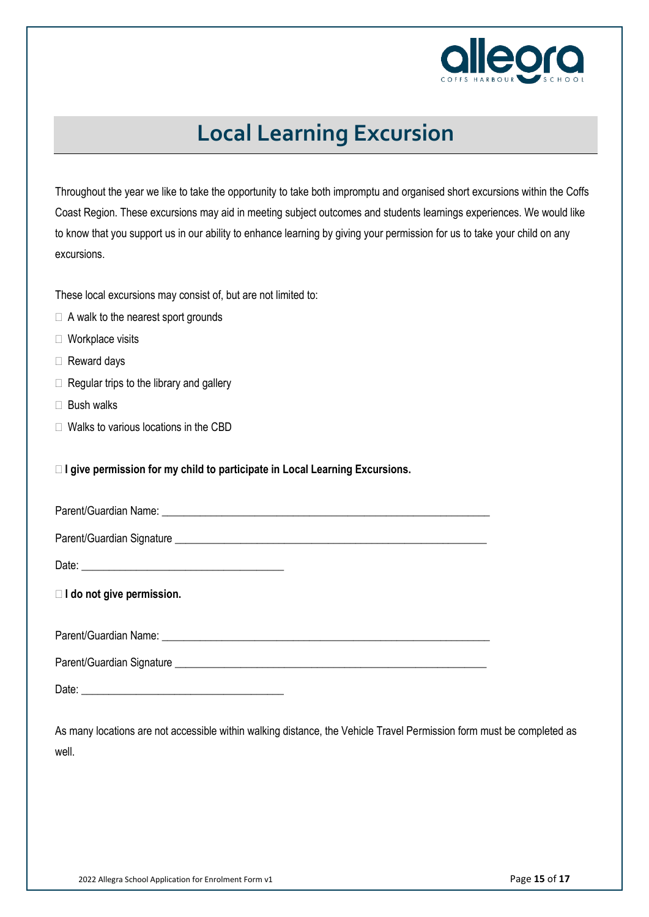# Local Learning Excursion

Throughout the year we like to take the opportunity to take both impromptu and organised short excursions within the Coffs Coast Region. These excursions may aid in meeting subject outcomes and students learnings experiences. We would like to know that you support us in our ability to enhance learning by giving your permission for us to take your child on any excursions.

These local excursions may consist of, but are not limited to:

- ☐ A walk to the nearest sport grounds
- ☐ Workplace visits
- ☐ Reward days
- ☐ Regular trips to the library and gallery
- ☐ Bush walks
- ☐ Walks to various locations in the CBD

☐ **I give permission for my child to participate in Local Learning Excursions.**

Parent/Guardian Name: ___________________________________________________________

Parent/Guardian Signature _________________________________________________________

Date: ___________________________________

☐ **I do not give permission.**

Parent/Guardian Name: ___________________________________________________________

Parent/Guardian Signature _________________________________________________________

Date: ___________________________________

As many locations are not accessible within walking distance, the Vehicle Travel Permission form must be completed as well.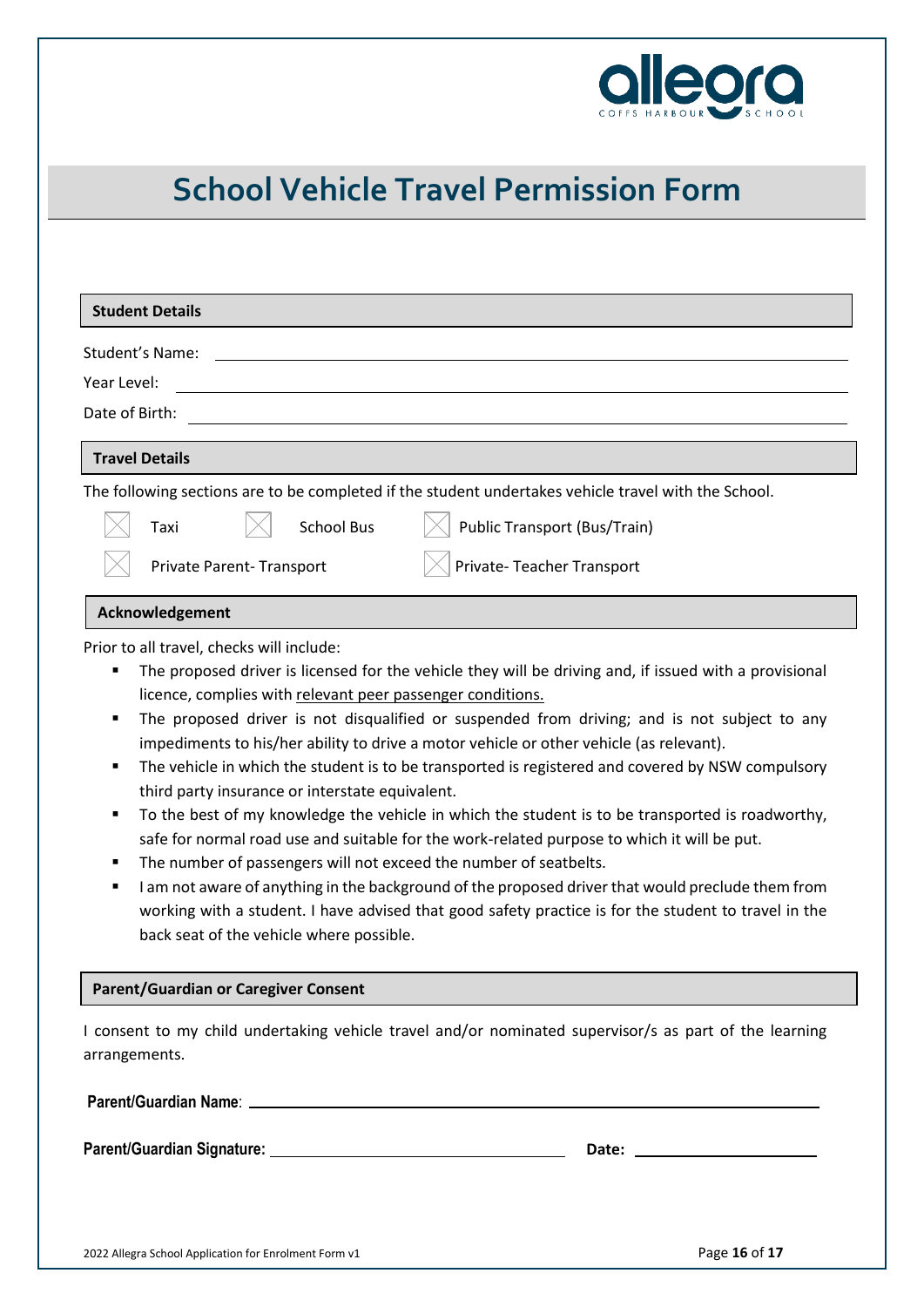# School Vehicle Travel Permission Form

## Student Details

Student's Name: ____________________

Year Level: ____________________

Date of Birth: ____________________

## Travel Details

The following sections are to be completed if the student undertakes vehicle travel with the School.

- ☐ Taxi
- ☐ School Bus
- ☐ Public Transport (Bus/Train)
- ☐ Private Parent- Transport
- ☐ Private- Teacher Transport

## Acknowledgement

Prior to all travel, checks will include:

- The proposed driver is licensed for the vehicle they will be driving and, if issued with a provisional licence, complies with relevant peer passenger conditions.
- The proposed driver is not disqualified or suspended from driving; and is not subject to any impediments to his/her ability to drive a motor vehicle or other vehicle (as relevant).
- The vehicle in which the student is to be transported is registered and covered by NSW compulsory third party insurance or interstate equivalent.
- To the best of my knowledge the vehicle in which the student is to be transported is roadworthy, safe for normal road use and suitable for the work-related purpose to which it will be put.
- The number of passengers will not exceed the number of seatbelts.
- I am not aware of anything in the background of the proposed driver that would preclude them from working with a student. I have advised that good safety practice is for the student to travel in the back seat of the vehicle where possible.

## Parent/Guardian or Caregiver Consent

I consent to my child undertaking vehicle travel and/or nominated supervisor/s as part of the learning arrangements.

**Parent/Guardian Name**: ____________________

**Parent/Guardian Signature:** ____________________ **Date:** ____________________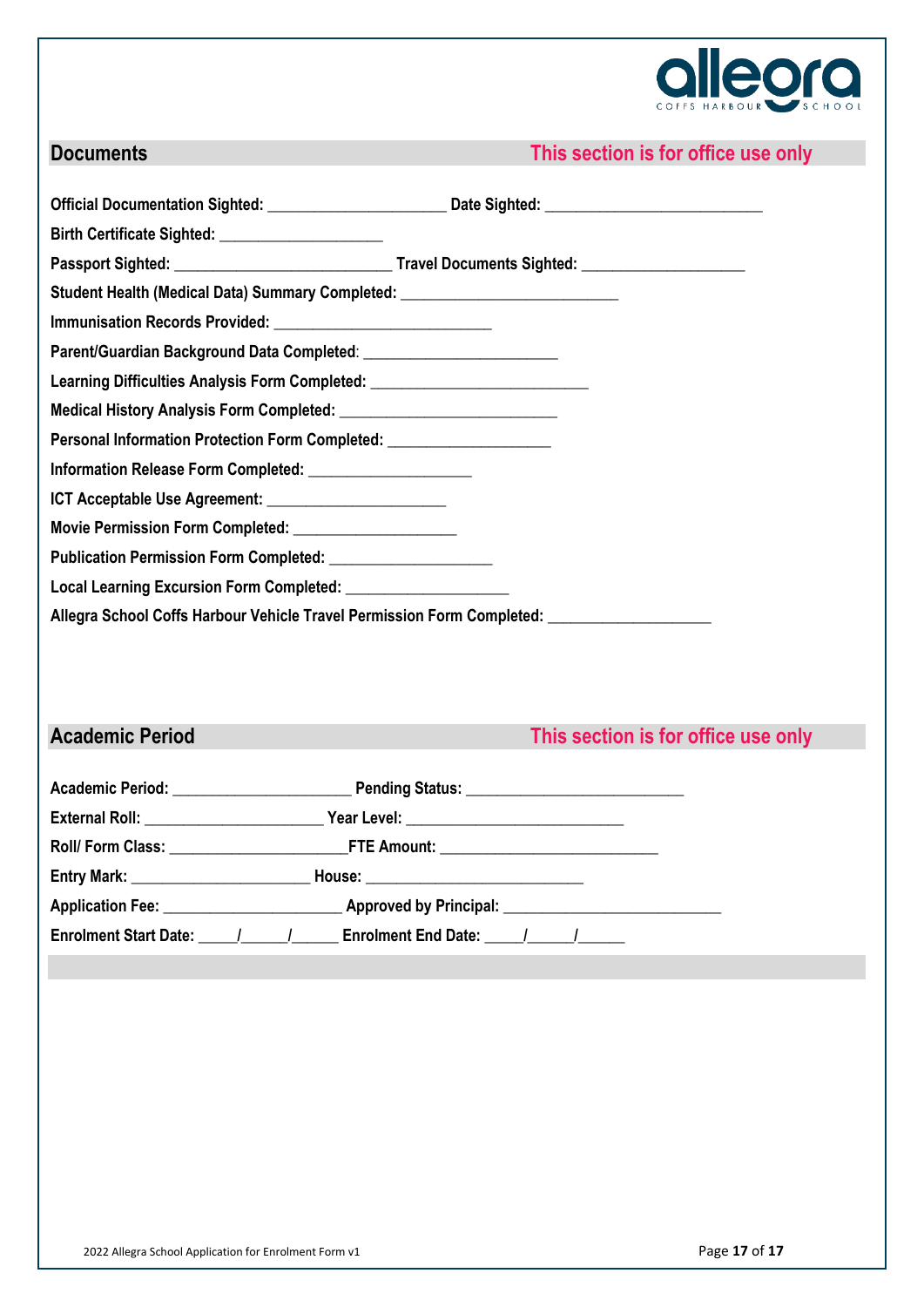## Documents

**This section is for office use only**

**Official Documentation Sighted:** ______________________ **Date Sighted:** ___________________________

**Birth Certificate Sighted:** ____________________

**Passport Sighted:** ___________________________ **Travel Documents Sighted:** ____________________

**Student Health (Medical Data) Summary Completed:** ___________________________

**Immunisation Records Provided:** ___________________________

**Parent/Guardian Background Data Completed:** ________________________

**Learning Difficulties Analysis Form Completed:** ___________________________

**Medical History Analysis Form Completed:** ___________________________

**Personal Information Protection Form Completed:** ____________________

**Information Release Form Completed:** ____________________

**ICT Acceptable Use Agreement:** ______________________

**Movie Permission Form Completed:** ____________________

**Publication Permission Form Completed:** ____________________

**Local Learning Excursion Form Completed:** ____________________

**Allegra School Coffs Harbour Vehicle Travel Permission Form Completed:** ____________________

## Academic Period

**This section is for office use only**

**Academic Period:** ______________________ **Pending Status:** ___________________________

**External Roll:** ______________________ **Year Level:** ___________________________

**Roll/ Form Class:** ______________________ **FTE Amount:** ___________________________

**Entry Mark:** ______________________ **House:** ___________________________

**Application Fee:** ______________________ **Approved by Principal:** ___________________________

**Enrolment Start Date:** _____/_____/______ **Enrolment End Date:** _____/_____/______